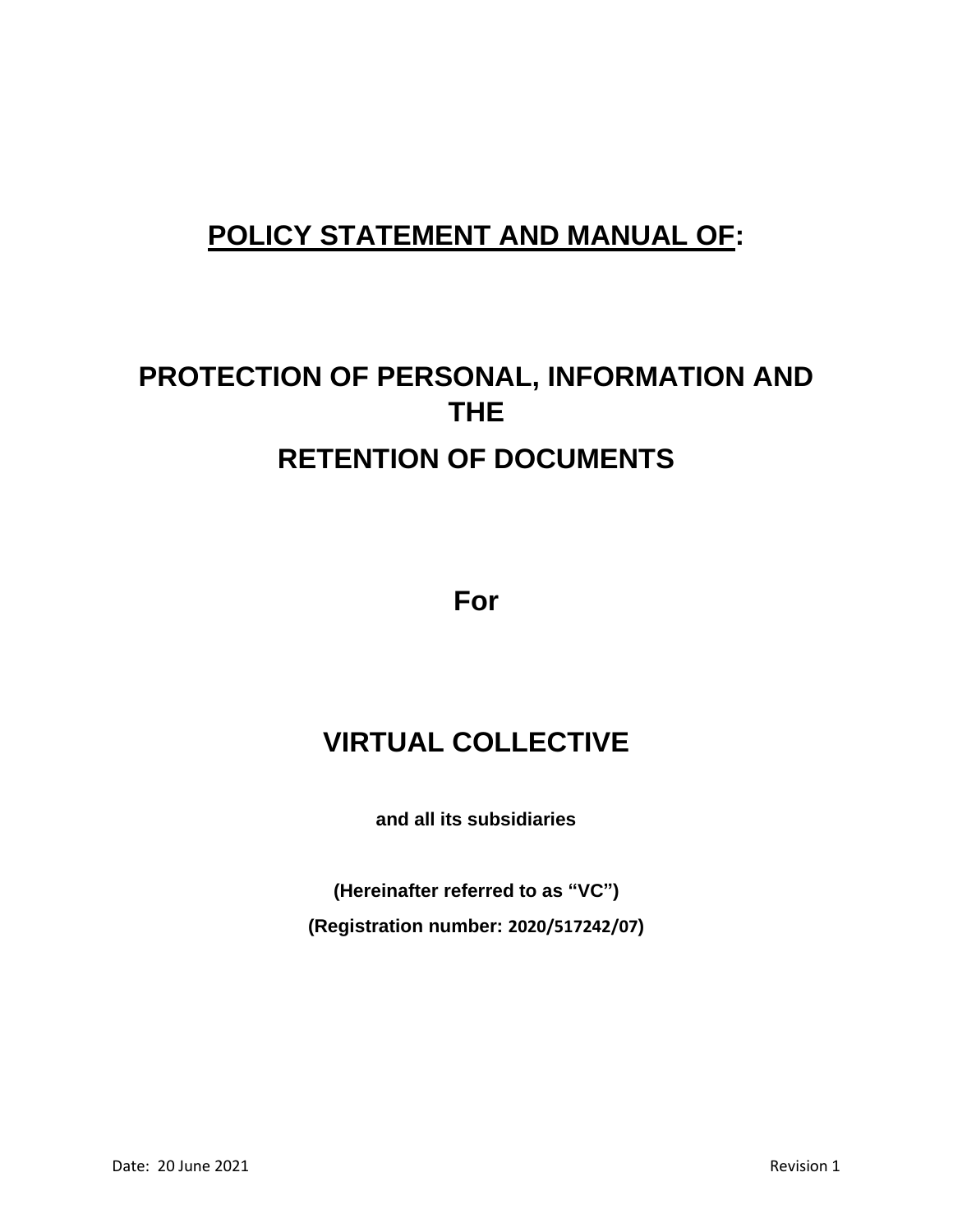# POLICY STATEMENT AND MANUAL OF:

# PROTECTION OF PERSONAL, INFORMATION AND THE RETENTION OF DOCUMENTS

## For

# VIRTUAL COLLECTIVE

**and all its subsidiaries**

**(Hereinafter referred to as "VC")**

**(Registration number: 2020/517242/07)**

Date: 20 June 2021

Revision 1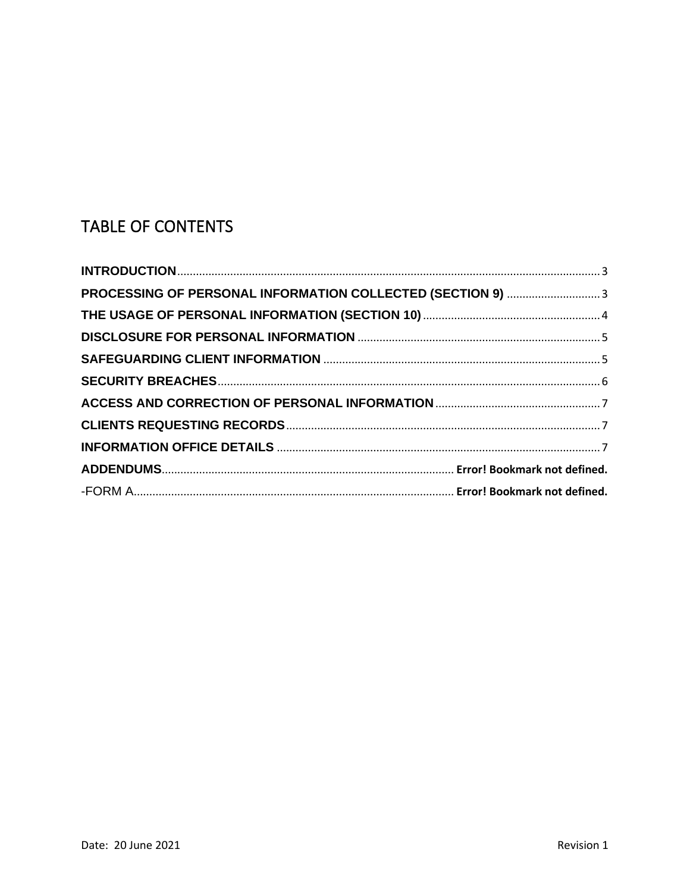# TABLE OF CONTENTS

**INTRODUCTION** ........................................................................ 3
**PROCESSING OF PERSONAL INFORMATION COLLECTED (SECTION 9)** ........................ 3
**THE USAGE OF PERSONAL INFORMATION (SECTION 10)** ................................... 4
**DISCLOSURE FOR PERSONAL INFORMATION** ................................................ 5
**SAFEGUARDING CLIENT INFORMATION** ..................................................... 5
**SECURITY BREACHES** ...................................................................... 6
**ACCESS AND CORRECTION OF PERSONAL INFORMATION** ....................................... 7
**CLIENTS REQUESTING RECORDS** ............................................................ 7
**INFORMATION OFFICE DETAILS** ........................................................... 7
**ADDENDUMS** ................................................................ **Error! Bookmark not defined.**
-FORM A ....................................................................... **Error! Bookmark not defined.**

Date: 20 June 2021 Revision 1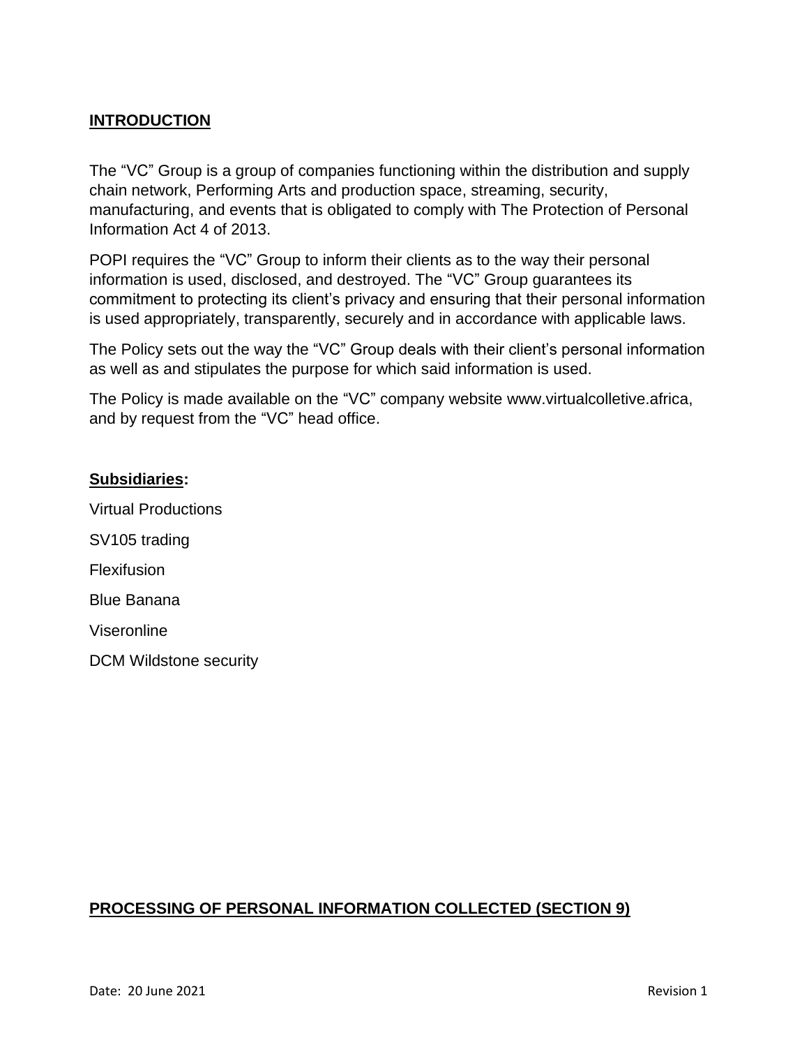## INTRODUCTION

The "VC" Group is a group of companies functioning within the distribution and supply chain network, Performing Arts and production space, streaming, security, manufacturing, and events that is obligated to comply with The Protection of Personal Information Act 4 of 2013.

POPI requires the "VC" Group to inform their clients as to the way their personal information is used, disclosed, and destroyed. The "VC" Group guarantees its commitment to protecting its client's privacy and ensuring that their personal information is used appropriately, transparently, securely and in accordance with applicable laws.

The Policy sets out the way the "VC" Group deals with their client's personal information as well as and stipulates the purpose for which said information is used.

The Policy is made available on the "VC" company website www.virtualcolletive.africa, and by request from the "VC" head office.

**Subsidiaries:**

Virtual Productions

SV105 trading

Flexifusion

Blue Banana

Viseronline

DCM Wildstone security

## PROCESSING OF PERSONAL INFORMATION COLLECTED (SECTION 9)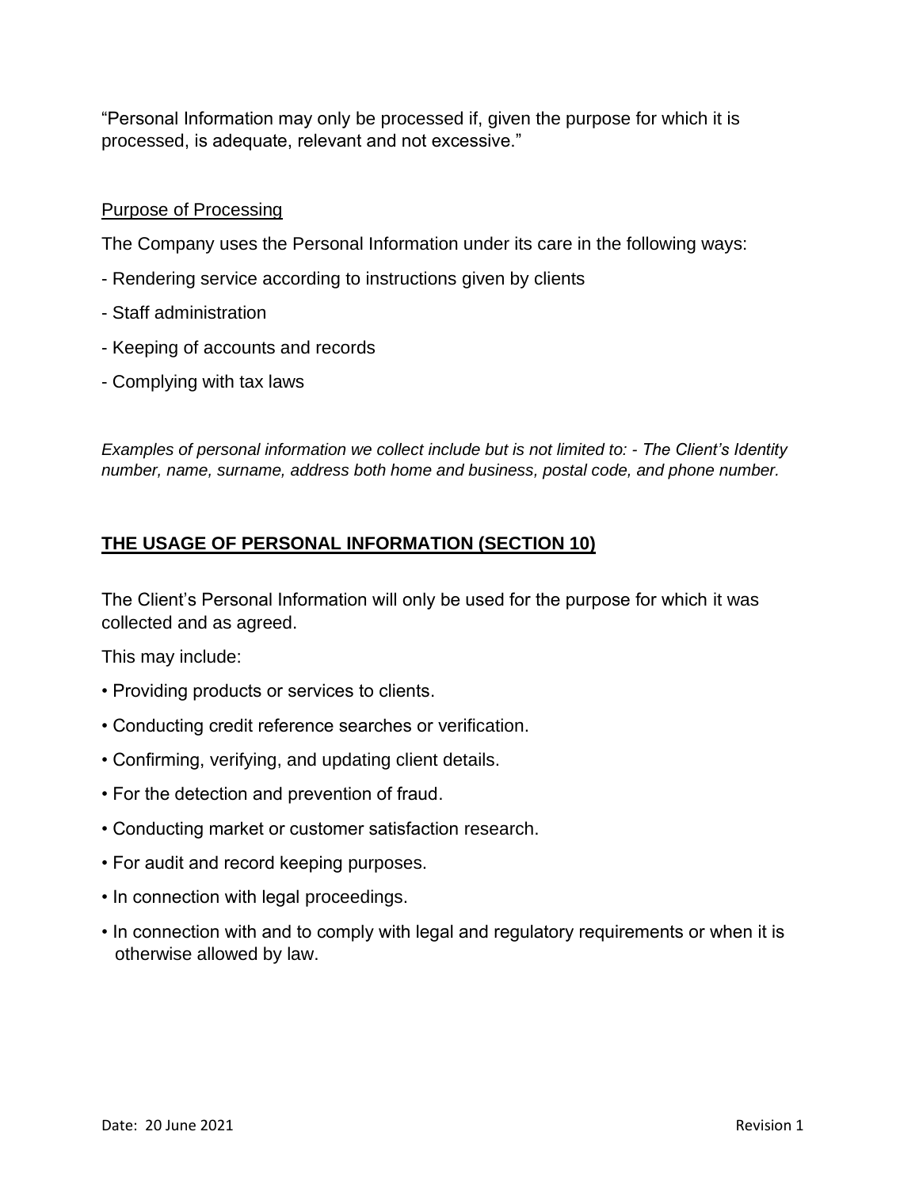"Personal Information may only be processed if, given the purpose for which it is processed, is adequate, relevant and not excessive."

<u>Purpose of Processing</u>

The Company uses the Personal Information under its care in the following ways:

- Rendering service according to instructions given by clients
- Staff administration
- Keeping of accounts and records
- Complying with tax laws

*Examples of personal information we collect include but is not limited to: - The Client's Identity number, name, surname, address both home and business, postal code, and phone number.*

## THE USAGE OF PERSONAL INFORMATION (SECTION 10)

The Client's Personal Information will only be used for the purpose for which it was collected and as agreed.

This may include:

- Providing products or services to clients.
- Conducting credit reference searches or verification.
- Confirming, verifying, and updating client details.
- For the detection and prevention of fraud.
- Conducting market or customer satisfaction research.
- For audit and record keeping purposes.
- In connection with legal proceedings.
- In connection with and to comply with legal and regulatory requirements or when it is otherwise allowed by law.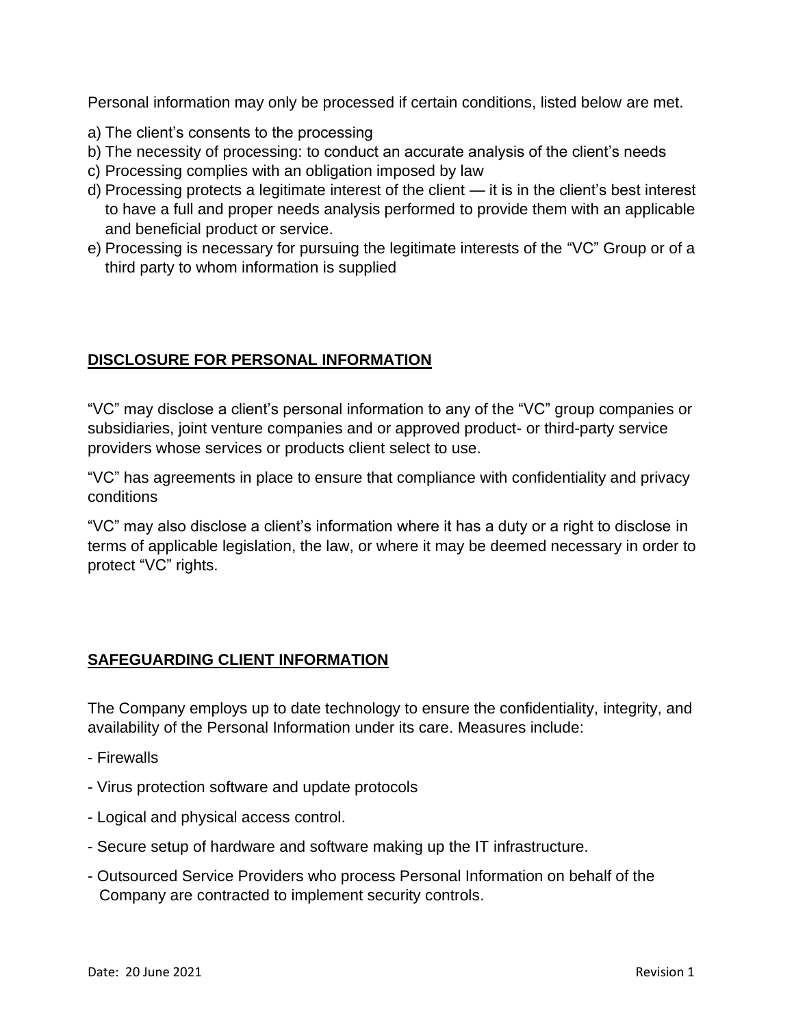Personal information may only be processed if certain conditions, listed below are met.

a) The client's consents to the processing
b) The necessity of processing: to conduct an accurate analysis of the client's needs
c) Processing complies with an obligation imposed by law
d) Processing protects a legitimate interest of the client — it is in the client's best interest to have a full and proper needs analysis performed to provide them with an applicable and beneficial product or service.
e) Processing is necessary for pursuing the legitimate interests of the "VC" Group or of a third party to whom information is supplied

## DISCLOSURE FOR PERSONAL INFORMATION

"VC" may disclose a client's personal information to any of the "VC" group companies or subsidiaries, joint venture companies and or approved product- or third-party service providers whose services or products client select to use.

"VC" has agreements in place to ensure that compliance with confidentiality and privacy conditions

"VC" may also disclose a client's information where it has a duty or a right to disclose in terms of applicable legislation, the law, or where it may be deemed necessary in order to protect "VC" rights.

## SAFEGUARDING CLIENT INFORMATION

The Company employs up to date technology to ensure the confidentiality, integrity, and availability of the Personal Information under its care. Measures include:

- Firewalls
- Virus protection software and update protocols
- Logical and physical access control.
- Secure setup of hardware and software making up the IT infrastructure.
- Outsourced Service Providers who process Personal Information on behalf of the Company are contracted to implement security controls.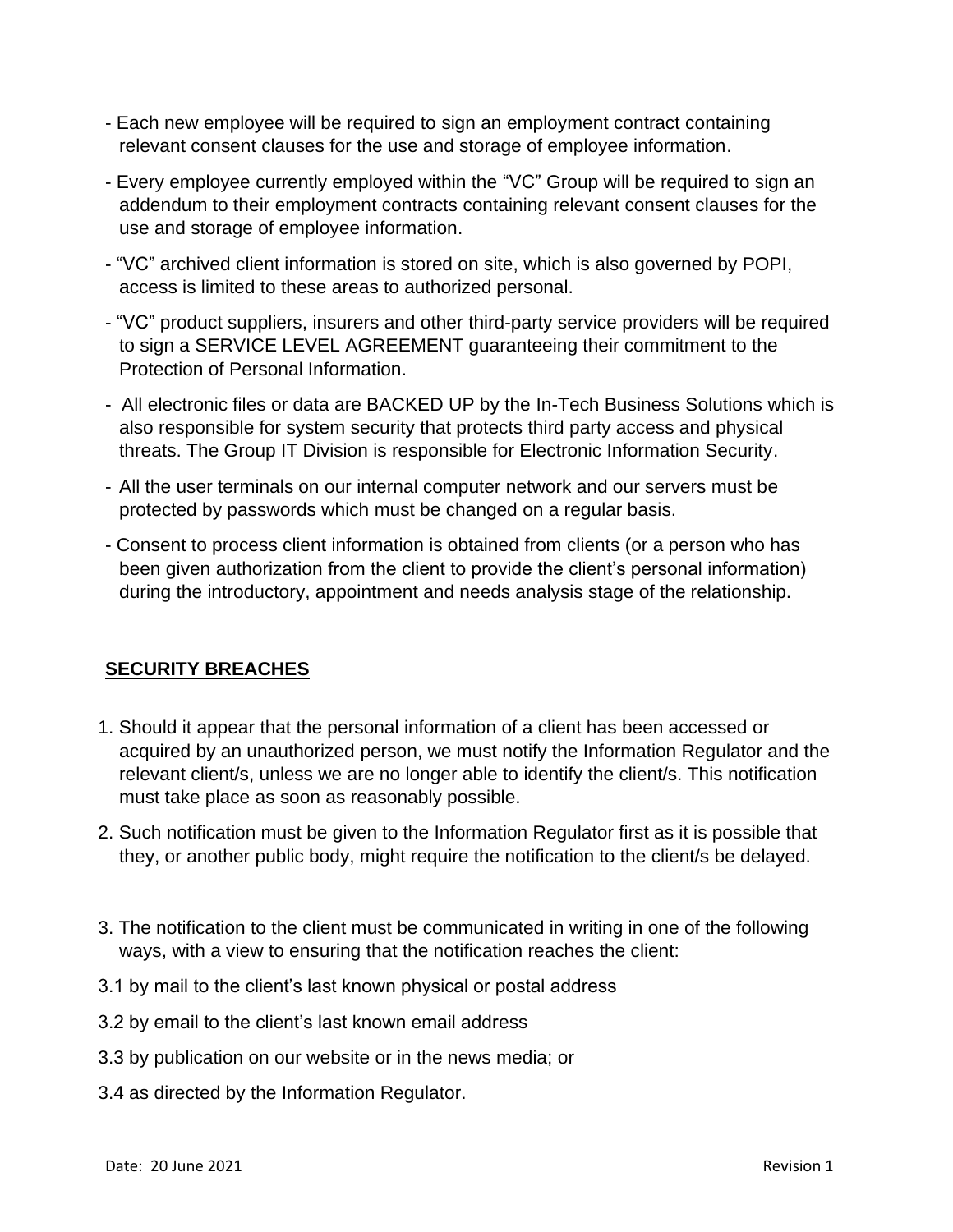- Each new employee will be required to sign an employment contract containing relevant consent clauses for the use and storage of employee information.
- Every employee currently employed within the “VC” Group will be required to sign an addendum to their employment contracts containing relevant consent clauses for the use and storage of employee information.
- “VC” archived client information is stored on site, which is also governed by POPI, access is limited to these areas to authorized personal.
- “VC” product suppliers, insurers and other third-party service providers will be required to sign a SERVICE LEVEL AGREEMENT guaranteeing their commitment to the Protection of Personal Information.
- All electronic files or data are BACKED UP by the In-Tech Business Solutions which is also responsible for system security that protects third party access and physical threats. The Group IT Division is responsible for Electronic Information Security.
- All the user terminals on our internal computer network and our servers must be protected by passwords which must be changed on a regular basis.
- Consent to process client information is obtained from clients (or a person who has been given authorization from the client to provide the client’s personal information) during the introductory, appointment and needs analysis stage of the relationship.

## SECURITY BREACHES

1. Should it appear that the personal information of a client has been accessed or acquired by an unauthorized person, we must notify the Information Regulator and the relevant client/s, unless we are no longer able to identify the client/s. This notification must take place as soon as reasonably possible.
2. Such notification must be given to the Information Regulator first as it is possible that they, or another public body, might require the notification to the client/s be delayed.
3. The notification to the client must be communicated in writing in one of the following ways, with a view to ensuring that the notification reaches the client:

3.1 by mail to the client’s last known physical or postal address

3.2 by email to the client’s last known email address

3.3 by publication on our website or in the news media; or

3.4 as directed by the Information Regulator.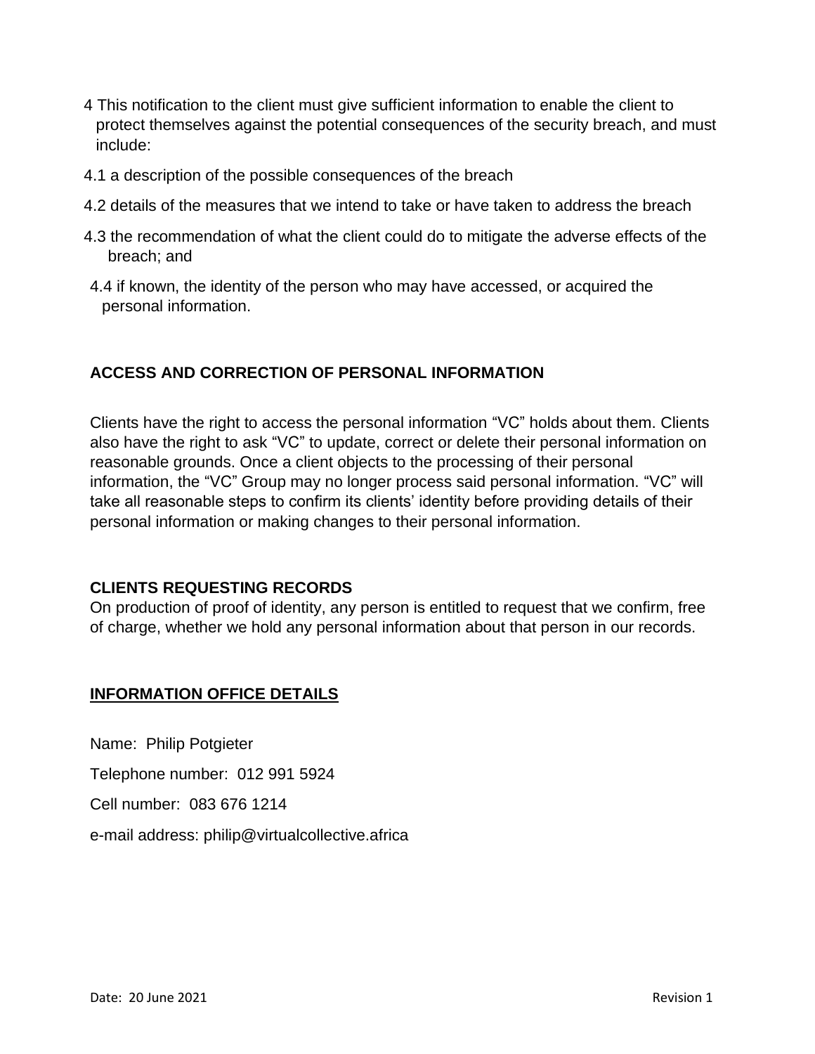4 This notification to the client must give sufficient information to enable the client to protect themselves against the potential consequences of the security breach, and must include:

4.1 a description of the possible consequences of the breach

4.2 details of the measures that we intend to take or have taken to address the breach

4.3 the recommendation of what the client could do to mitigate the adverse effects of the breach; and

4.4 if known, the identity of the person who may have accessed, or acquired the personal information.

## ACCESS AND CORRECTION OF PERSONAL INFORMATION

Clients have the right to access the personal information "VC" holds about them. Clients also have the right to ask "VC" to update, correct or delete their personal information on reasonable grounds. Once a client objects to the processing of their personal information, the "VC" Group may no longer process said personal information. "VC" will take all reasonable steps to confirm its clients' identity before providing details of their personal information or making changes to their personal information.

## CLIENTS REQUESTING RECORDS

On production of proof of identity, any person is entitled to request that we confirm, free of charge, whether we hold any personal information about that person in our records.

## INFORMATION OFFICE DETAILS

Name: Philip Potgieter

Telephone number: 012 991 5924

Cell number: 083 676 1214

e-mail address: philip@virtualcollective.africa

Date: 20 June 2021 Revision 1